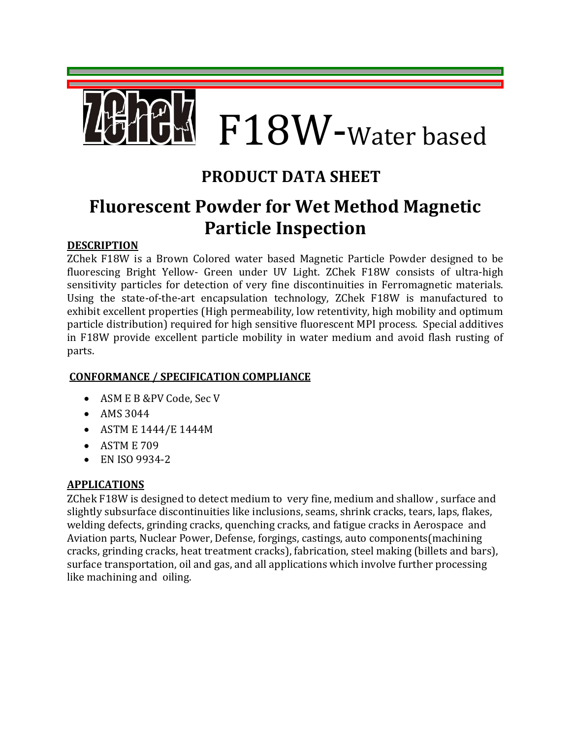# ZChek F18W-Water based

## PRODUCT DATA SHEET

## Fluorescent Powder for Wet Method Magnetic Particle Inspection

**DESCRIPTION**

ZChek F18W is a Brown Colored water based Magnetic Particle Powder designed to be fluorescing Bright Yellow- Green under UV Light. ZChek F18W consists of ultra-high sensitivity particles for detection of very fine discontinuities in Ferromagnetic materials. Using the state-of-the-art encapsulation technology, ZChek F18W is manufactured to exhibit excellent properties (High permeability, low retentivity, high mobility and optimum particle distribution) required for high sensitive fluorescent MPI process. Special additives in F18W provide excellent particle mobility in water medium and avoid flash rusting of parts.

**CONFORMANCE / SPECIFICATION COMPLIANCE**

- ASM E B &PV Code, Sec V
- AMS 3044
- ASTM E 1444/E 1444M
- ASTM E 709
- EN ISO 9934-2

**APPLICATIONS**

ZChek F18W is designed to detect medium to very fine, medium and shallow , surface and slightly subsurface discontinuities like inclusions, seams, shrink cracks, tears, laps, flakes, welding defects, grinding cracks, quenching cracks, and fatigue cracks in Aerospace and Aviation parts, Nuclear Power, Defense, forgings, castings, auto components(machining cracks, grinding cracks, heat treatment cracks), fabrication, steel making (billets and bars), surface transportation, oil and gas, and all applications which involve further processing like machining and oiling.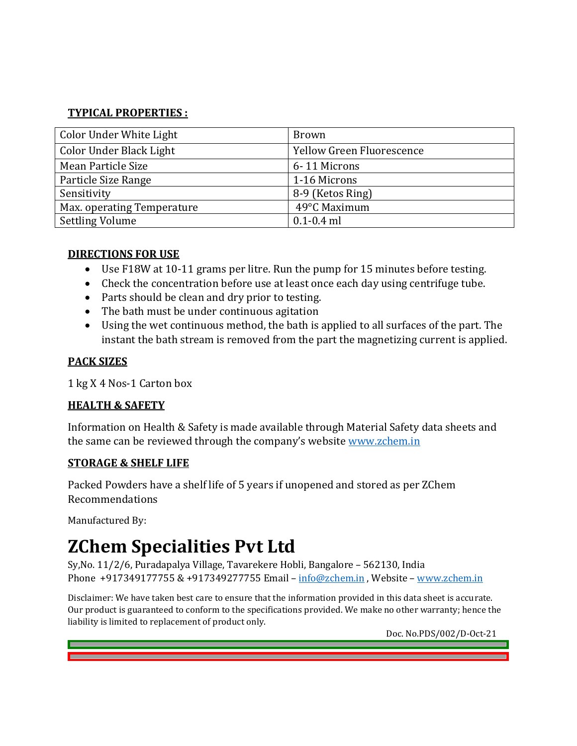**TYPICAL PROPERTIES :**

| | |
|---|---|
| Color Under White Light | Brown |
| Color Under Black Light | Yellow Green Fluorescence |
| Mean Particle Size | 6- 11 Microns |
| Particle Size Range | 1-16 Microns |
| Sensitivity | 8-9 (Ketos Ring) |
| Max. operating Temperature | 49°C Maximum |
| Settling Volume | 0.1-0.4 ml |

**DIRECTIONS FOR USE**

- Use F18W at 10-11 grams per litre. Run the pump for 15 minutes before testing.
- Check the concentration before use at least once each day using centrifuge tube.
- Parts should be clean and dry prior to testing.
- The bath must be under continuous agitation
- Using the wet continuous method, the bath is applied to all surfaces of the part. The instant the bath stream is removed from the part the magnetizing current is applied.

**PACK SIZES**

1 kg X 4 Nos-1 Carton box

**HEALTH & SAFETY**

Information on Health & Safety is made available through Material Safety data sheets and the same can be reviewed through the company's website www.zchem.in

**STORAGE & SHELF LIFE**

Packed Powders have a shelf life of 5 years if unopened and stored as per ZChem Recommendations

Manufactured By:

# ZChem Specialities Pvt Ltd

Sy,No. 11/2/6, Puradapalya Village, Tavarekere Hobli, Bangalore – 562130, India
Phone +917349177755 & +917349277755 Email – info@zchem.in , Website – www.zchem.in

Disclaimer: We have taken best care to ensure that the information provided in this data sheet is accurate. Our product is guaranteed to conform to the specifications provided. We make no other warranty; hence the liability is limited to replacement of product only.

Doc. No.PDS/002/D-Oct-21